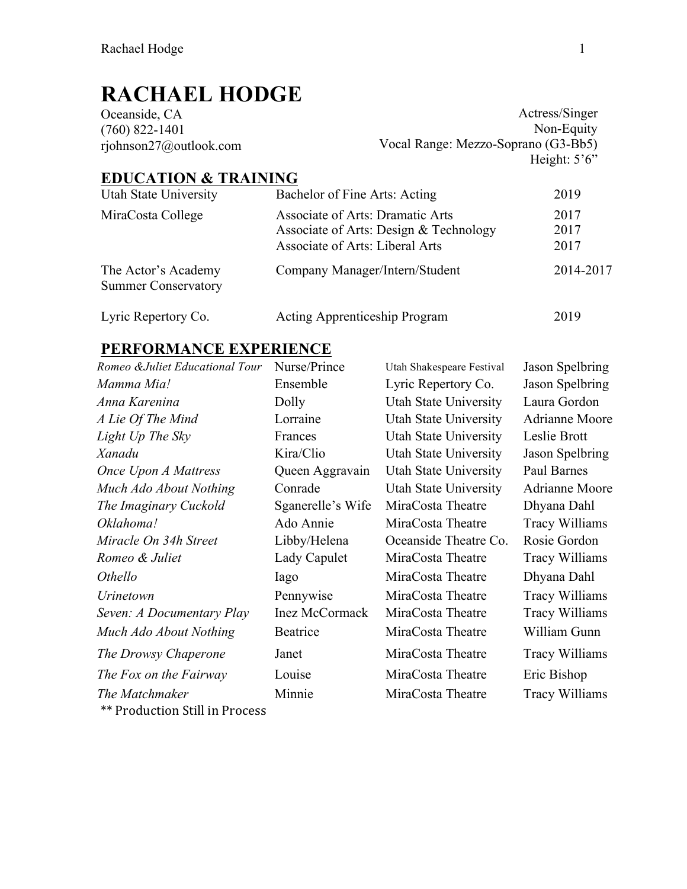# RACHAEL HODGE

Oceanside, CA
(760) 822-1401
rjohnson27@outlook.com

Actress/Singer
Non-Equity
Vocal Range: Mezzo-Soprano (G3-Bb5)
Height: 5'6"

## EDUCATION & TRAINING

| | | |
|---|---|---|
| Utah State University | Bachelor of Fine Arts: Acting | 2019 |
| MiraCosta College | Associate of Arts: Dramatic Arts<br>Associate of Arts: Design & Technology<br>Associate of Arts: Liberal Arts | 2017<br>2017<br>2017 |
| The Actor's Academy Summer Conservatory | Company Manager/Intern/Student | 2014-2017 |
| Lyric Repertory Co. | Acting Apprenticeship Program | 2019 |

## PERFORMANCE EXPERIENCE

| | | | |
|---|---|---|---|
| *Romeo &Juliet Educational Tour* | Nurse/Prince | Utah Shakespeare Festival | Jason Spelbring |
| *Mamma Mia!* | Ensemble | Lyric Repertory Co. | Jason Spelbring |
| *Anna Karenina* | Dolly | Utah State University | Laura Gordon |
| *A Lie Of The Mind* | Lorraine | Utah State University | Adrianne Moore |
| *Light Up The Sky* | Frances | Utah State University | Leslie Brott |
| *Xanadu* | Kira/Clio | Utah State University | Jason Spelbring |
| *Once Upon A Mattress* | Queen Aggravain | Utah State University | Paul Barnes |
| *Much Ado About Nothing* | Conrade | Utah State University | Adrianne Moore |
| *The Imaginary Cuckold* | Sganerelle's Wife | MiraCosta Theatre | Dhyana Dahl |
| *Oklahoma!* | Ado Annie | MiraCosta Theatre | Tracy Williams |
| *Miracle On 34h Street* | Libby/Helena | Oceanside Theatre Co. | Rosie Gordon |
| *Romeo & Juliet* | Lady Capulet | MiraCosta Theatre | Tracy Williams |
| *Othello* | Iago | MiraCosta Theatre | Dhyana Dahl |
| *Urinetown* | Pennywise | MiraCosta Theatre | Tracy Williams |
| *Seven: A Documentary Play* | Inez McCormack | MiraCosta Theatre | Tracy Williams |
| *Much Ado About Nothing* | Beatrice | MiraCosta Theatre | William Gunn |
| *The Drowsy Chaperone* | Janet | MiraCosta Theatre | Tracy Williams |
| *The Fox on the Fairway* | Louise | MiraCosta Theatre | Eric Bishop |
| *The Matchmaker* | Minnie | MiraCosta Theatre | Tracy Williams |

** Production Still in Process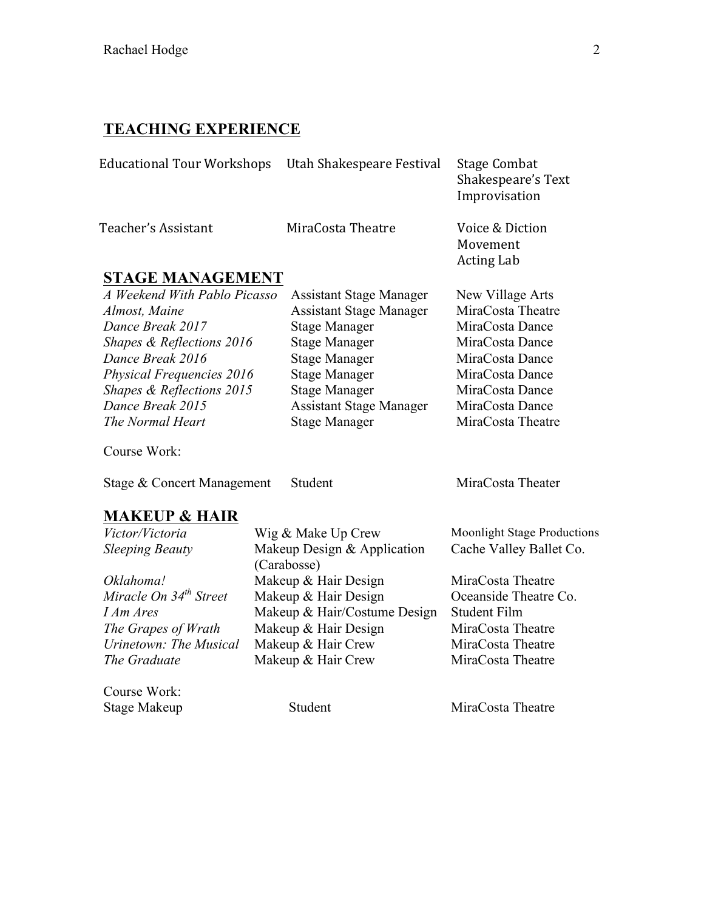## TEACHING EXPERIENCE

| | | |
|---|---|---|
| Educational Tour Workshops | Utah Shakespeare Festival | Stage Combat<br>Shakespeare's Text<br>Improvisation |
| Teacher's Assistant | MiraCosta Theatre | Voice & Diction<br>Movement<br>Acting Lab |

## STAGE MANAGEMENT

| | | |
|---|---|---|
| *A Weekend With Pablo Picasso* | Assistant Stage Manager | New Village Arts |
| *Almost, Maine* | Assistant Stage Manager | MiraCosta Theatre |
| *Dance Break 2017* | Stage Manager | MiraCosta Dance |
| *Shapes & Reflections 2016* | Stage Manager | MiraCosta Dance |
| *Dance Break 2016* | Stage Manager | MiraCosta Dance |
| *Physical Frequencies 2016* | Stage Manager | MiraCosta Dance |
| *Shapes & Reflections 2015* | Stage Manager | MiraCosta Dance |
| *Dance Break 2015* | Assistant Stage Manager | MiraCosta Dance |
| *The Normal Heart* | Stage Manager | MiraCosta Theatre |

Course Work:

| | | |
|---|---|---|
| Stage & Concert Management | Student | MiraCosta Theater |

## MAKEUP & HAIR

| | | |
|---|---|---|
| *Victor/Victoria* | Wig & Make Up Crew | Moonlight Stage Productions |
| *Sleeping Beauty* | Makeup Design & Application (Carabosse) | Cache Valley Ballet Co. |
| *Oklahoma!* | Makeup & Hair Design | MiraCosta Theatre |
| *Miracle On 34th Street* | Makeup & Hair Design | Oceanside Theatre Co. |
| *I Am Ares* | Makeup & Hair/Costume Design | Student Film |
| *The Grapes of Wrath* | Makeup & Hair Design | MiraCosta Theatre |
| *Urinetown: The Musical* | Makeup & Hair Crew | MiraCosta Theatre |
| *The Graduate* | Makeup & Hair Crew | MiraCosta Theatre |

Course Work:

| | | |
|---|---|---|
| Stage Makeup | Student | MiraCosta Theatre |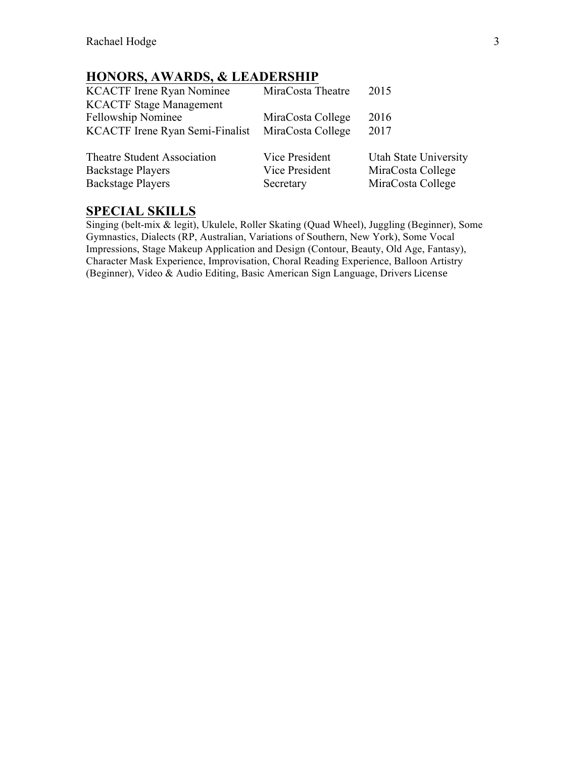## HONORS, AWARDS, & LEADERSHIP

| | | |
|---|---|---|
| KCACTF Irene Ryan Nominee | MiraCosta Theatre | 2015 |
| KCACTF Stage Management Fellowship Nominee | MiraCosta College | 2016 |
| KCACTF Irene Ryan Semi-Finalist | MiraCosta College | 2017 |

| | | |
|---|---|---|
| Theatre Student Association | Vice President | Utah State University |
| Backstage Players | Vice President | MiraCosta College |
| Backstage Players | Secretary | MiraCosta College |

## SPECIAL SKILLS

Singing (belt-mix & legit), Ukulele, Roller Skating (Quad Wheel), Juggling (Beginner), Some Gymnastics, Dialects (RP, Australian, Variations of Southern, New York), Some Vocal Impressions, Stage Makeup Application and Design (Contour, Beauty, Old Age, Fantasy), Character Mask Experience, Improvisation, Choral Reading Experience, Balloon Artistry (Beginner), Video & Audio Editing, Basic American Sign Language, Drivers License